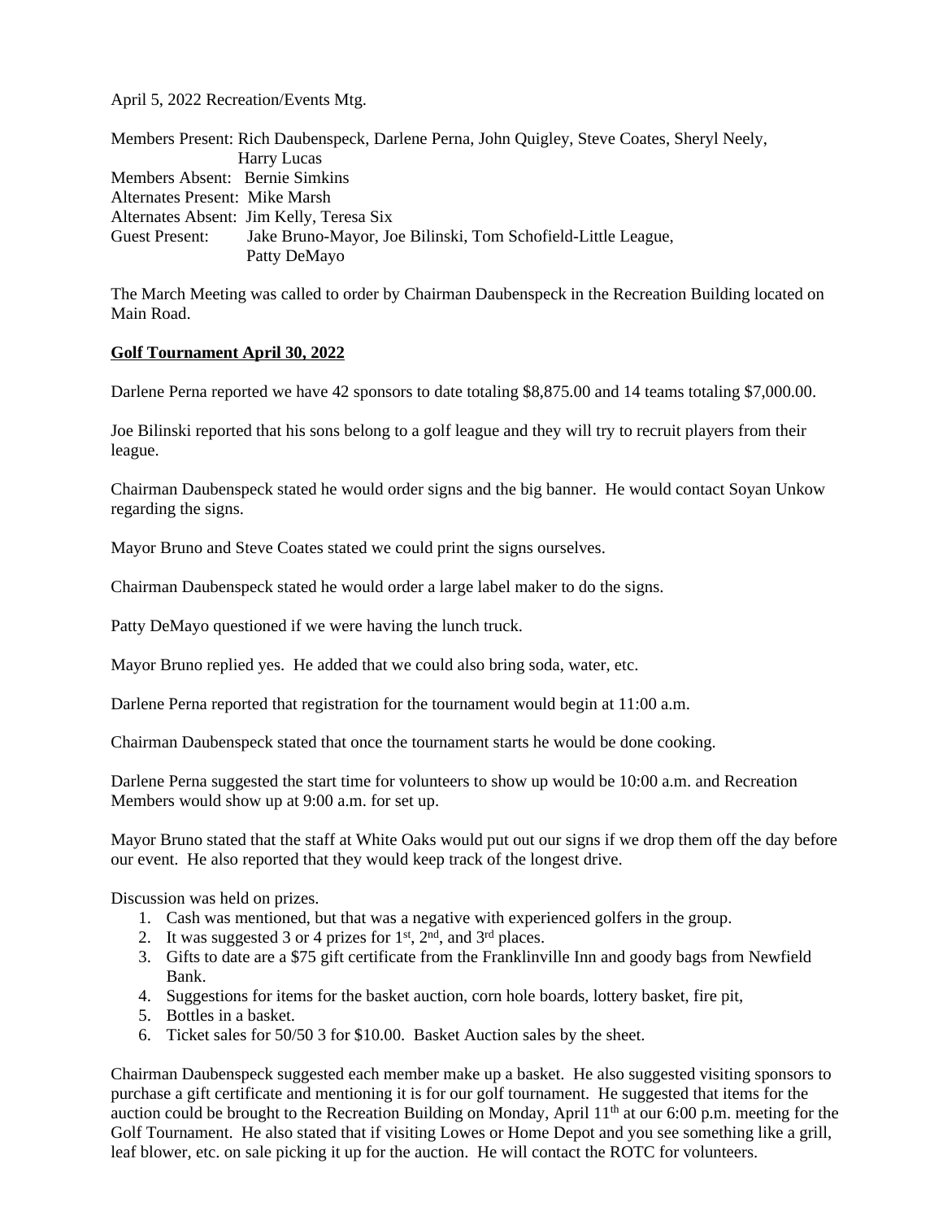April 5, 2022 Recreation/Events Mtg.

Members Present: Rich Daubenspeck, Darlene Perna, John Quigley, Steve Coates, Sheryl Neely, Harry Lucas
Members Absent: Bernie Simkins
Alternates Present: Mike Marsh
Alternates Absent: Jim Kelly, Teresa Six
Guest Present: Jake Bruno-Mayor, Joe Bilinski, Tom Schofield-Little League, Patty DeMayo

The March Meeting was called to order by Chairman Daubenspeck in the Recreation Building located on Main Road.

**Golf Tournament April 30, 2022**

Darlene Perna reported we have 42 sponsors to date totaling $8,875.00 and 14 teams totaling $7,000.00.

Joe Bilinski reported that his sons belong to a golf league and they will try to recruit players from their league.

Chairman Daubenspeck stated he would order signs and the big banner. He would contact Soyan Unkow regarding the signs.

Mayor Bruno and Steve Coates stated we could print the signs ourselves.

Chairman Daubenspeck stated he would order a large label maker to do the signs.

Patty DeMayo questioned if we were having the lunch truck.

Mayor Bruno replied yes. He added that we could also bring soda, water, etc.

Darlene Perna reported that registration for the tournament would begin at 11:00 a.m.

Chairman Daubenspeck stated that once the tournament starts he would be done cooking.

Darlene Perna suggested the start time for volunteers to show up would be 10:00 a.m. and Recreation Members would show up at 9:00 a.m. for set up.

Mayor Bruno stated that the staff at White Oaks would put out our signs if we drop them off the day before our event. He also reported that they would keep track of the longest drive.

Discussion was held on prizes.

1. Cash was mentioned, but that was a negative with experienced golfers in the group.
2. It was suggested 3 or 4 prizes for 1st, 2nd, and 3rd places.
3. Gifts to date are a $75 gift certificate from the Franklinville Inn and goody bags from Newfield Bank.
4. Suggestions for items for the basket auction, corn hole boards, lottery basket, fire pit,
5. Bottles in a basket.
6. Ticket sales for 50/50 3 for $10.00. Basket Auction sales by the sheet.

Chairman Daubenspeck suggested each member make up a basket. He also suggested visiting sponsors to purchase a gift certificate and mentioning it is for our golf tournament. He suggested that items for the auction could be brought to the Recreation Building on Monday, April 11th at our 6:00 p.m. meeting for the Golf Tournament. He also stated that if visiting Lowes or Home Depot and you see something like a grill, leaf blower, etc. on sale picking it up for the auction. He will contact the ROTC for volunteers.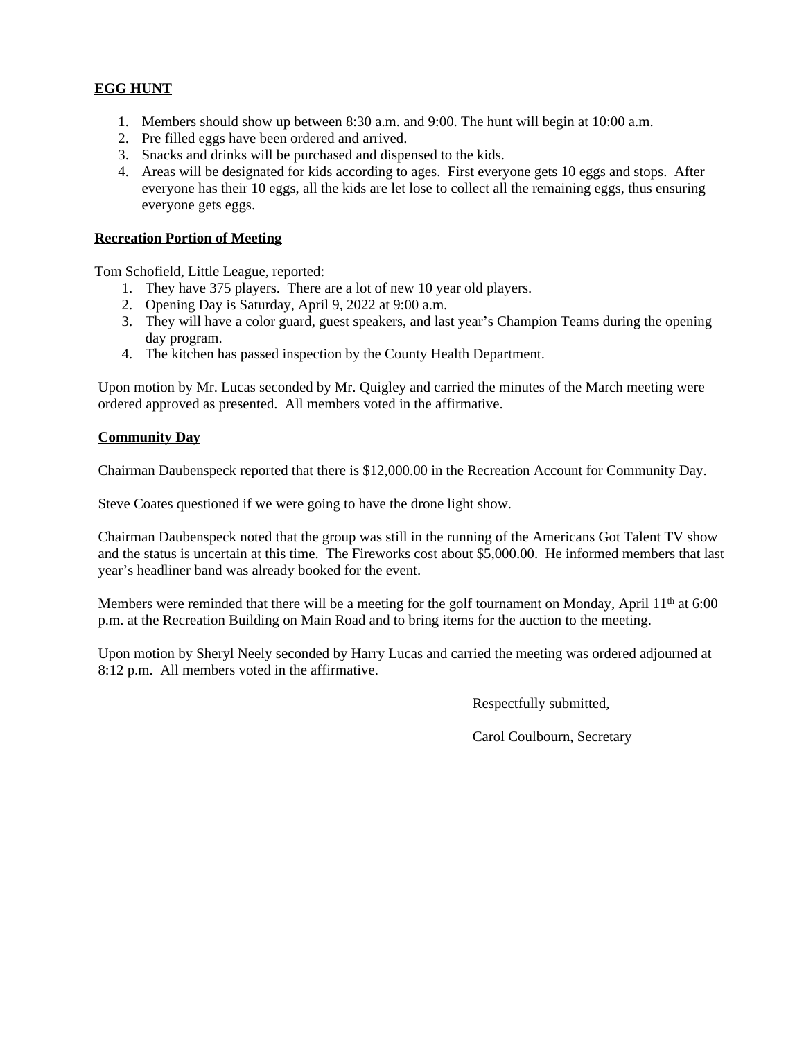**EGG HUNT**

1. Members should show up between 8:30 a.m. and 9:00. The hunt will begin at 10:00 a.m.
2. Pre filled eggs have been ordered and arrived.
3. Snacks and drinks will be purchased and dispensed to the kids.
4. Areas will be designated for kids according to ages. First everyone gets 10 eggs and stops. After everyone has their 10 eggs, all the kids are let lose to collect all the remaining eggs, thus ensuring everyone gets eggs.

**Recreation Portion of Meeting**

Tom Schofield, Little League, reported:

1. They have 375 players. There are a lot of new 10 year old players.
2. Opening Day is Saturday, April 9, 2022 at 9:00 a.m.
3. They will have a color guard, guest speakers, and last year's Champion Teams during the opening day program.
4. The kitchen has passed inspection by the County Health Department.

Upon motion by Mr. Lucas seconded by Mr. Quigley and carried the minutes of the March meeting were ordered approved as presented. All members voted in the affirmative.

**Community Day**

Chairman Daubenspeck reported that there is $12,000.00 in the Recreation Account for Community Day.

Steve Coates questioned if we were going to have the drone light show.

Chairman Daubenspeck noted that the group was still in the running of the Americans Got Talent TV show and the status is uncertain at this time. The Fireworks cost about $5,000.00. He informed members that last year's headliner band was already booked for the event.

Members were reminded that there will be a meeting for the golf tournament on Monday, April 11th at 6:00 p.m. at the Recreation Building on Main Road and to bring items for the auction to the meeting.

Upon motion by Sheryl Neely seconded by Harry Lucas and carried the meeting was ordered adjourned at 8:12 p.m. All members voted in the affirmative.

Respectfully submitted,

Carol Coulbourn, Secretary